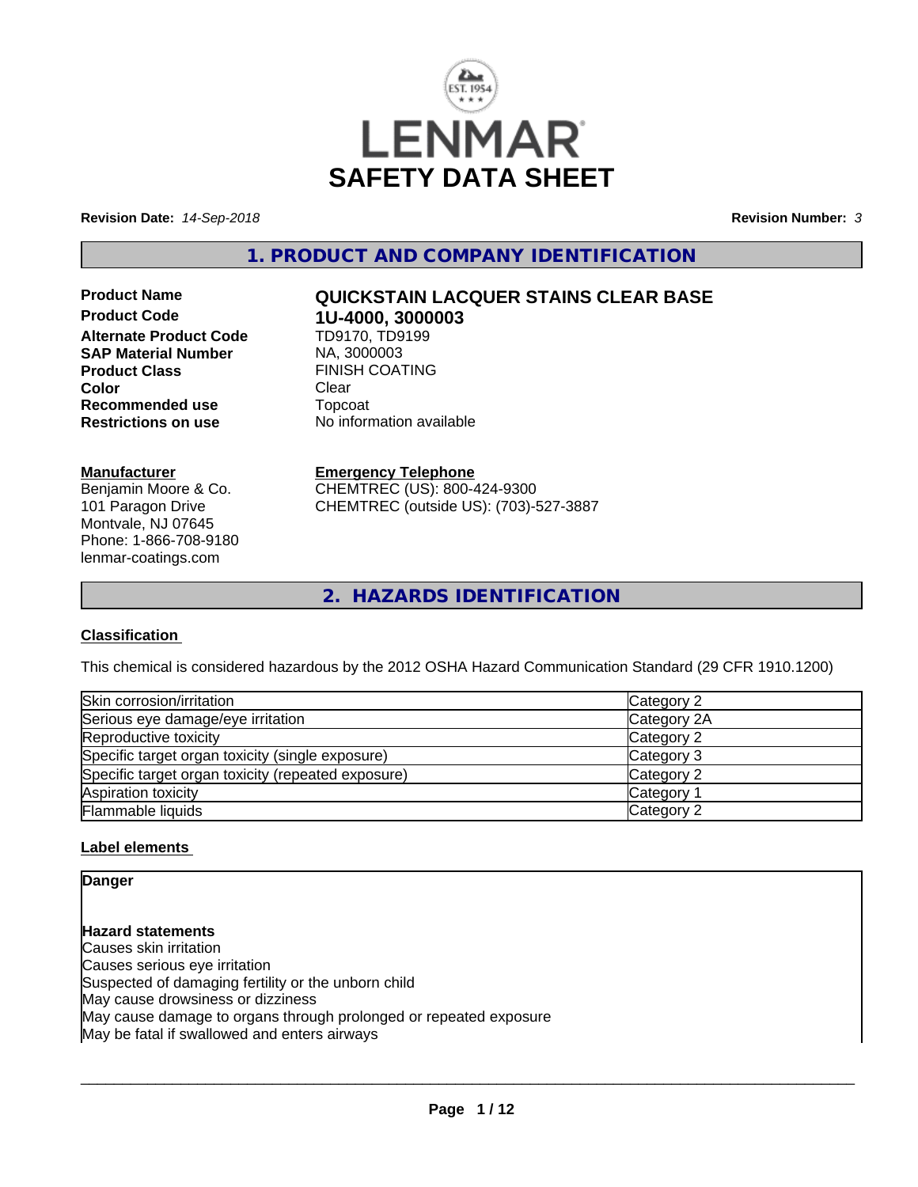# SAFETY DATA SHEET

**Revision Date:** *14-Sep-2018* **Revision Number:** *3*

## 1. PRODUCT AND COMPANY IDENTIFICATION

| | |
|---|---|
| **Product Name** | **QUICKSTAIN LACQUER STAINS CLEAR BASE** |
| **Product Code** | **1U-4000, 3000003** |
| **Alternate Product Code** | TD9170, TD9199 |
| **SAP Material Number** | NA, 3000003 |
| **Product Class** | FINISH COATING |
| **Color** | Clear |
| **Recommended use** | Topcoat |
| **Restrictions on use** | No information available |

**Manufacturer**
Benjamin Moore & Co.
101 Paragon Drive
Montvale, NJ 07645
Phone: 1-866-708-9180
lenmar-coatings.com

**Emergency Telephone**
CHEMTREC (US): 800-424-9300
CHEMTREC (outside US): (703)-527-3887

## 2. HAZARDS IDENTIFICATION

**Classification**

This chemical is considered hazardous by the 2012 OSHA Hazard Communication Standard (29 CFR 1910.1200)

| Hazard | Category |
|---|---|
| Skin corrosion/irritation | Category 2 |
| Serious eye damage/eye irritation | Category 2A |
| Reproductive toxicity | Category 2 |
| Specific target organ toxicity (single exposure) | Category 3 |
| Specific target organ toxicity (repeated exposure) | Category 2 |
| Aspiration toxicity | Category 1 |
| Flammable liquids | Category 2 |

**Label elements**

**Danger**

**Hazard statements**
Causes skin irritation
Causes serious eye irritation
Suspected of damaging fertility or the unborn child
May cause drowsiness or dizziness
May cause damage to organs through prolonged or repeated exposure
May be fatal if swallowed and enters airways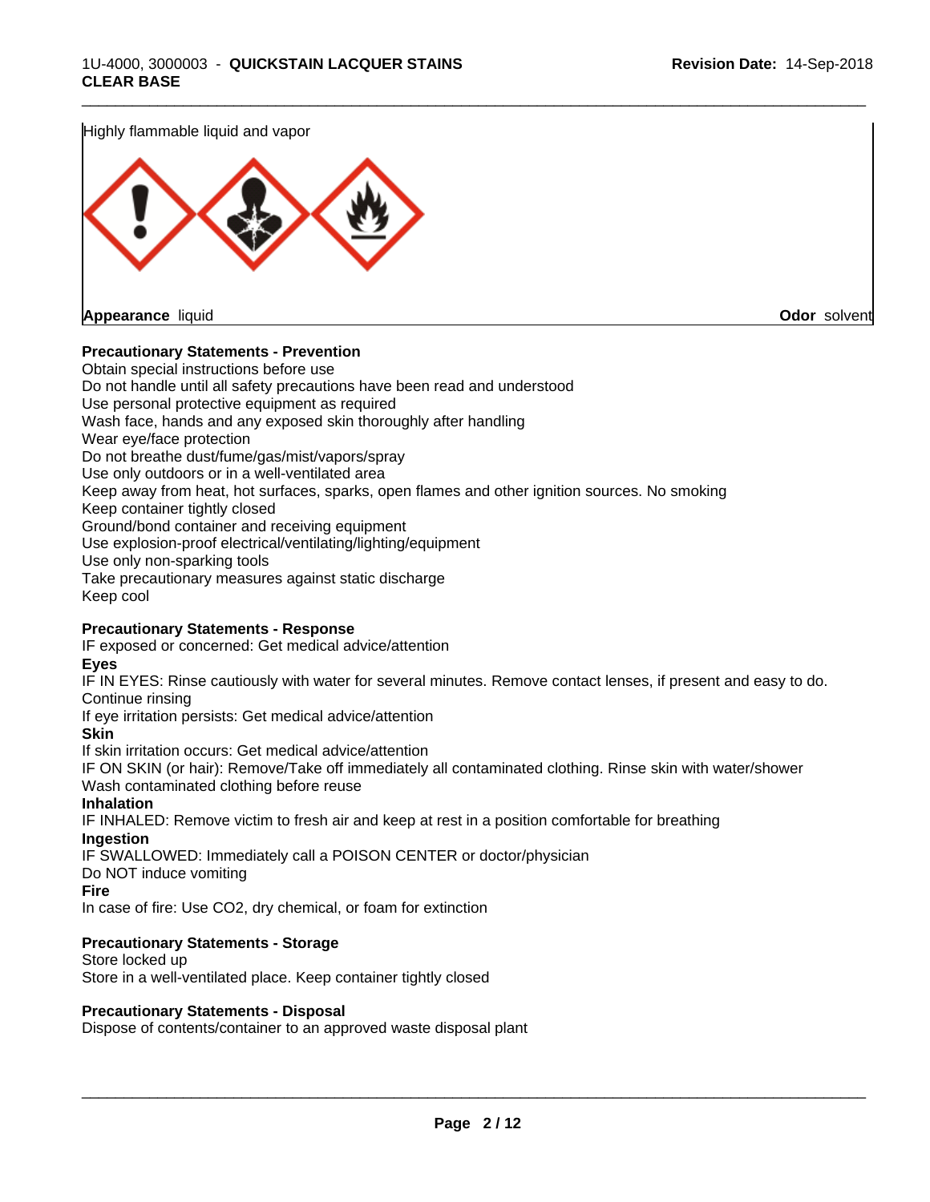Highly flammable liquid and vapor

**Appearance** liquid **Odor** solvent

**Precautionary Statements - Prevention**

Obtain special instructions before use
Do not handle until all safety precautions have been read and understood
Use personal protective equipment as required
Wash face, hands and any exposed skin thoroughly after handling
Wear eye/face protection
Do not breathe dust/fume/gas/mist/vapors/spray
Use only outdoors or in a well-ventilated area
Keep away from heat, hot surfaces, sparks, open flames and other ignition sources. No smoking
Keep container tightly closed
Ground/bond container and receiving equipment
Use explosion-proof electrical/ventilating/lighting/equipment
Use only non-sparking tools
Take precautionary measures against static discharge
Keep cool

**Precautionary Statements - Response**

IF exposed or concerned: Get medical advice/attention

**Eyes**

IF IN EYES: Rinse cautiously with water for several minutes. Remove contact lenses, if present and easy to do. Continue rinsing
If eye irritation persists: Get medical advice/attention

**Skin**

If skin irritation occurs: Get medical advice/attention
IF ON SKIN (or hair): Remove/Take off immediately all contaminated clothing. Rinse skin with water/shower
Wash contaminated clothing before reuse

**Inhalation**

IF INHALED: Remove victim to fresh air and keep at rest in a position comfortable for breathing

**Ingestion**

IF SWALLOWED: Immediately call a POISON CENTER or doctor/physician
Do NOT induce vomiting

**Fire**

In case of fire: Use CO2, dry chemical, or foam for extinction

**Precautionary Statements - Storage**

Store locked up
Store in a well-ventilated place. Keep container tightly closed

**Precautionary Statements - Disposal**

Dispose of contents/container to an approved waste disposal plant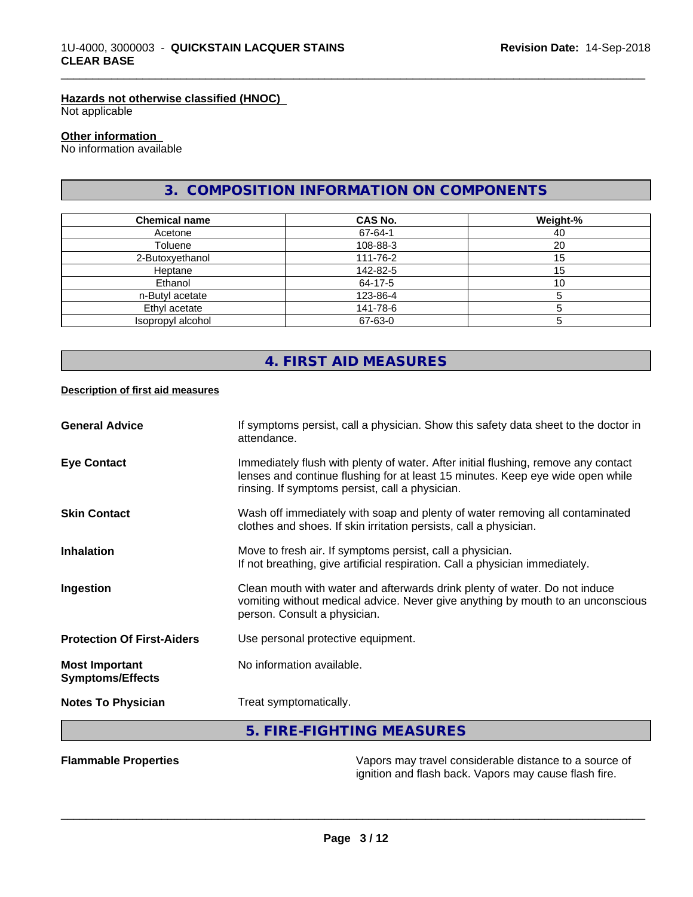#### Hazards not otherwise classified (HNOC)

Not applicable

#### Other information

No information available

## 3. COMPOSITION INFORMATION ON COMPONENTS

| Chemical name | CAS No. | Weight-% |
|---|---|---|
| Acetone | 67-64-1 | 40 |
| Toluene | 108-88-3 | 20 |
| 2-Butoxyethanol | 111-76-2 | 15 |
| Heptane | 142-82-5 | 15 |
| Ethanol | 64-17-5 | 10 |
| n-Butyl acetate | 123-86-4 | 5 |
| Ethyl acetate | 141-78-6 | 5 |
| Isopropyl alcohol | 67-63-0 | 5 |

## 4. FIRST AID MEASURES

#### Description of first aid measures

**General Advice**
If symptoms persist, call a physician. Show this safety data sheet to the doctor in attendance.

**Eye Contact**
Immediately flush with plenty of water. After initial flushing, remove any contact lenses and continue flushing for at least 15 minutes. Keep eye wide open while rinsing. If symptoms persist, call a physician.

**Skin Contact**
Wash off immediately with soap and plenty of water removing all contaminated clothes and shoes. If skin irritation persists, call a physician.

**Inhalation**
Move to fresh air. If symptoms persist, call a physician.
If not breathing, give artificial respiration. Call a physician immediately.

**Ingestion**
Clean mouth with water and afterwards drink plenty of water. Do not induce vomiting without medical advice. Never give anything by mouth to an unconscious person. Consult a physician.

**Protection Of First-Aiders**
Use personal protective equipment.

**Most Important Symptoms/Effects**
No information available.

**Notes To Physician**
Treat symptomatically.

## 5. FIRE-FIGHTING MEASURES

**Flammable Properties**
Vapors may travel considerable distance to a source of ignition and flash back. Vapors may cause flash fire.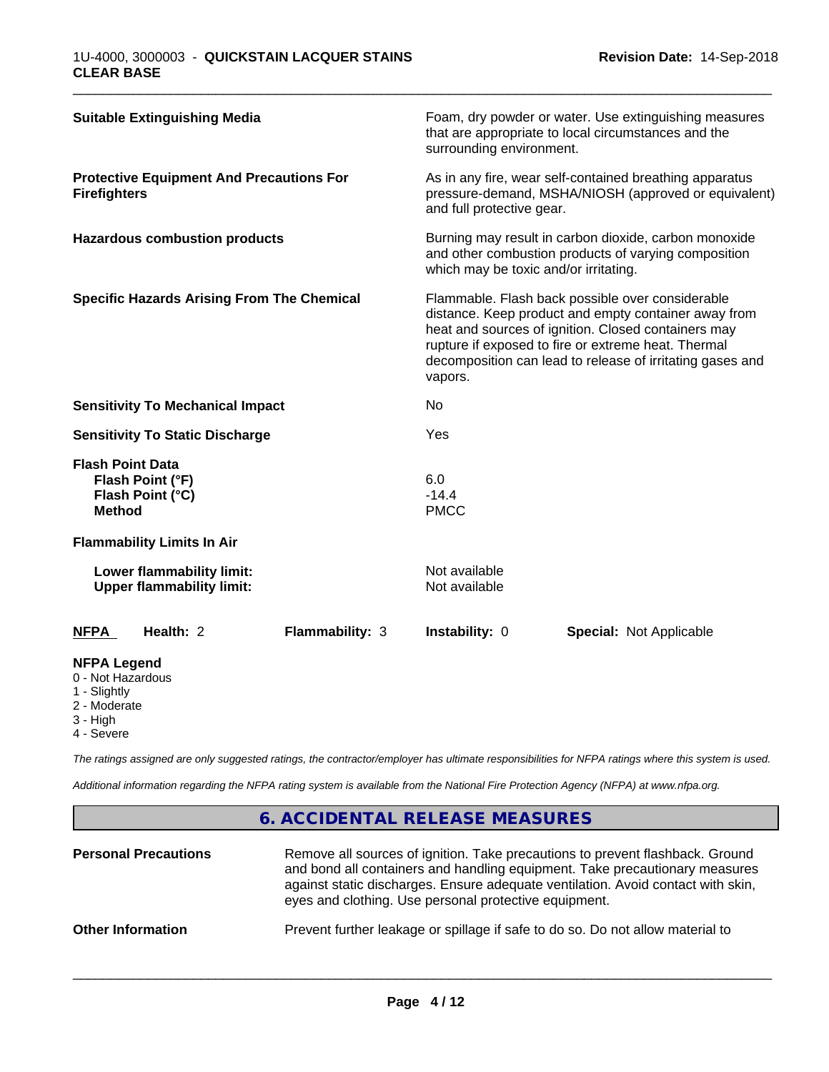**Suitable Extinguishing Media**

Foam, dry powder or water. Use extinguishing measures that are appropriate to local circumstances and the surrounding environment.

**Protective Equipment And Precautions For Firefighters**

As in any fire, wear self-contained breathing apparatus pressure-demand, MSHA/NIOSH (approved or equivalent) and full protective gear.

**Hazardous combustion products**

Burning may result in carbon dioxide, carbon monoxide and other combustion products of varying composition which may be toxic and/or irritating.

**Specific Hazards Arising From The Chemical**

Flammable. Flash back possible over considerable distance. Keep product and empty container away from heat and sources of ignition. Closed containers may rupture if exposed to fire or extreme heat. Thermal decomposition can lead to release of irritating gases and vapors.

**Sensitivity To Mechanical Impact**: No

**Sensitivity To Static Discharge**: Yes

**Flash Point Data**

- **Flash Point (°F)**: 6.0
- **Flash Point (°C)**: -14.4
- **Method**: PMCC

**Flammability Limits In Air**

- **Lower flammability limit:** Not available
- **Upper flammability limit:** Not available

| **NFPA** | **Health:** 2 | **Flammability:** 3 | **Instability:** 0 | **Special:** Not Applicable |
|---|---|---|---|---|

**NFPA Legend**

- 0 - Not Hazardous
- 1 - Slightly
- 2 - Moderate
- 3 - High
- 4 - Severe

*The ratings assigned are only suggested ratings, the contractor/employer has ultimate responsibilities for NFPA ratings where this system is used.*

*Additional information regarding the NFPA rating system is available from the National Fire Protection Agency (NFPA) at www.nfpa.org.*

## 6. ACCIDENTAL RELEASE MEASURES

**Personal Precautions**

Remove all sources of ignition. Take precautions to prevent flashback. Ground and bond all containers and handling equipment. Take precautionary measures against static discharges. Ensure adequate ventilation. Avoid contact with skin, eyes and clothing. Use personal protective equipment.

**Other Information**

Prevent further leakage or spillage if safe to do so. Do not allow material to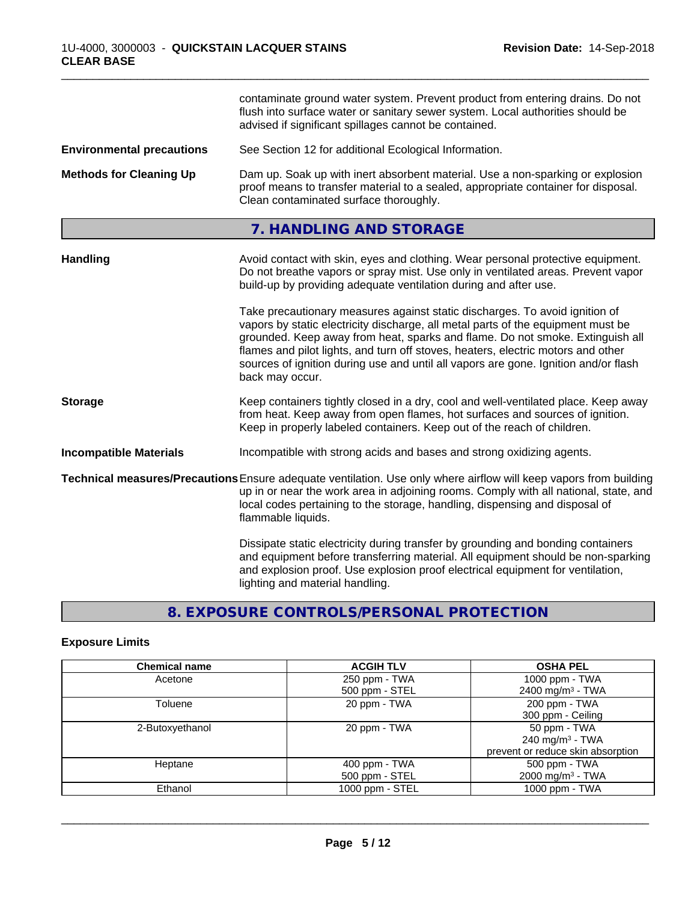contaminate ground water system. Prevent product from entering drains. Do not flush into surface water or sanitary sewer system. Local authorities should be advised if significant spillages cannot be contained.

**Environmental precautions** See Section 12 for additional Ecological Information.

**Methods for Cleaning Up** Dam up. Soak up with inert absorbent material. Use a non-sparking or explosion proof means to transfer material to a sealed, appropriate container for disposal. Clean contaminated surface thoroughly.

## 7. HANDLING AND STORAGE

**Handling** Avoid contact with skin, eyes and clothing. Wear personal protective equipment. Do not breathe vapors or spray mist. Use only in ventilated areas. Prevent vapor build-up by providing adequate ventilation during and after use.

Take precautionary measures against static discharges. To avoid ignition of vapors by static electricity discharge, all metal parts of the equipment must be grounded. Keep away from heat, sparks and flame. Do not smoke. Extinguish all flames and pilot lights, and turn off stoves, heaters, electric motors and other sources of ignition during use and until all vapors are gone. Ignition and/or flash back may occur.

**Storage** Keep containers tightly closed in a dry, cool and well-ventilated place. Keep away from heat. Keep away from open flames, hot surfaces and sources of ignition. Keep in properly labeled containers. Keep out of the reach of children.

**Incompatible Materials** Incompatible with strong acids and bases and strong oxidizing agents.

**Technical measures/Precautions** Ensure adequate ventilation. Use only where airflow will keep vapors from building up in or near the work area in adjoining rooms. Comply with all national, state, and local codes pertaining to the storage, handling, dispensing and disposal of flammable liquids.

Dissipate static electricity during transfer by grounding and bonding containers and equipment before transferring material. All equipment should be non-sparking and explosion proof. Use explosion proof electrical equipment for ventilation, lighting and material handling.

## 8. EXPOSURE CONTROLS/PERSONAL PROTECTION

### Exposure Limits

| Chemical name | ACGIH TLV | OSHA PEL |
|---|---|---|
| Acetone | 250 ppm - TWA<br>500 ppm - STEL | 1000 ppm - TWA<br>2400 mg/m³ - TWA |
| Toluene | 20 ppm - TWA | 200 ppm - TWA<br>300 ppm - Ceiling |
| 2-Butoxyethanol | 20 ppm - TWA | 50 ppm - TWA<br>240 mg/m³ - TWA<br>prevent or reduce skin absorption |
| Heptane | 400 ppm - TWA<br>500 ppm - STEL | 500 ppm - TWA<br>2000 mg/m³ - TWA |
| Ethanol | 1000 ppm - STEL | 1000 ppm - TWA |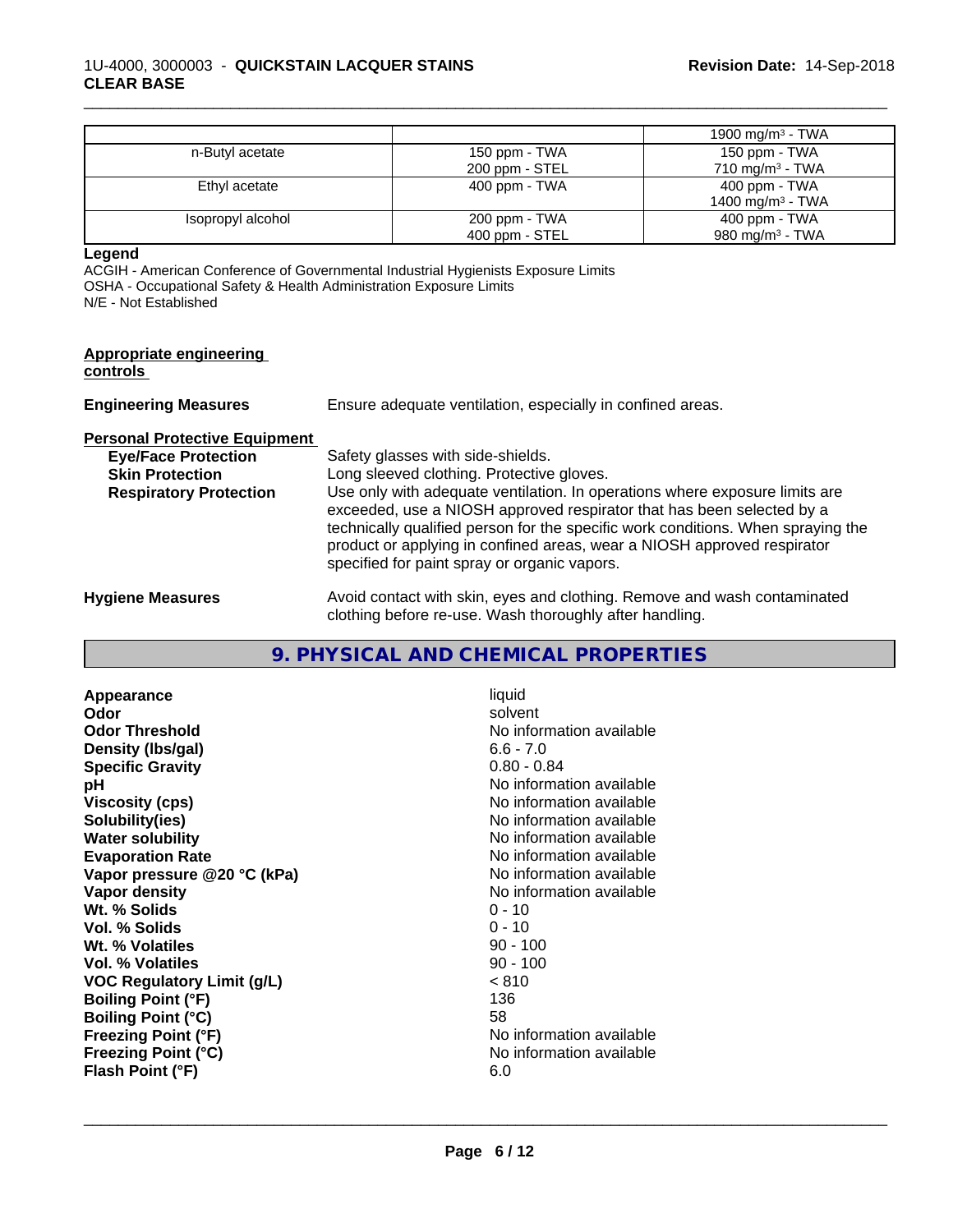| | | 1900 mg/m³ - TWA |
|---|---|---|
| n-Butyl acetate | 150 ppm - TWA<br>200 ppm - STEL | 150 ppm - TWA<br>710 mg/m³ - TWA |
| Ethyl acetate | 400 ppm - TWA | 400 ppm - TWA<br>1400 mg/m³ - TWA |
| Isopropyl alcohol | 200 ppm - TWA<br>400 ppm - STEL | 400 ppm - TWA<br>980 mg/m³ - TWA |

**Legend**

ACGIH - American Conference of Governmental Industrial Hygienists Exposure Limits
OSHA - Occupational Safety & Health Administration Exposure Limits
N/E - Not Established

**Appropriate engineering controls**

**Engineering Measures** Ensure adequate ventilation, especially in confined areas.

**Personal Protective Equipment**

**Eye/Face Protection** Safety glasses with side-shields.

**Skin Protection** Long sleeved clothing. Protective gloves.

**Respiratory Protection** Use only with adequate ventilation. In operations where exposure limits are exceeded, use a NIOSH approved respirator that has been selected by a technically qualified person for the specific work conditions. When spraying the product or applying in confined areas, wear a NIOSH approved respirator specified for paint spray or organic vapors.

**Hygiene Measures** Avoid contact with skin, eyes and clothing. Remove and wash contaminated clothing before re-use. Wash thoroughly after handling.

## 9. PHYSICAL AND CHEMICAL PROPERTIES

| | |
|---|---|
| **Appearance** | liquid |
| **Odor** | solvent |
| **Odor Threshold** | No information available |
| **Density (lbs/gal)** | 6.6 - 7.0 |
| **Specific Gravity** | 0.80 - 0.84 |
| **pH** | No information available |
| **Viscosity (cps)** | No information available |
| **Solubility(ies)** | No information available |
| **Water solubility** | No information available |
| **Evaporation Rate** | No information available |
| **Vapor pressure @20 °C (kPa)** | No information available |
| **Vapor density** | No information available |
| **Wt. % Solids** | 0 - 10 |
| **Vol. % Solids** | 0 - 10 |
| **Wt. % Volatiles** | 90 - 100 |
| **Vol. % Volatiles** | 90 - 100 |
| **VOC Regulatory Limit (g/L)** | < 810 |
| **Boiling Point (°F)** | 136 |
| **Boiling Point (°C)** | 58 |
| **Freezing Point (°F)** | No information available |
| **Freezing Point (°C)** | No information available |
| **Flash Point (°F)** | 6.0 |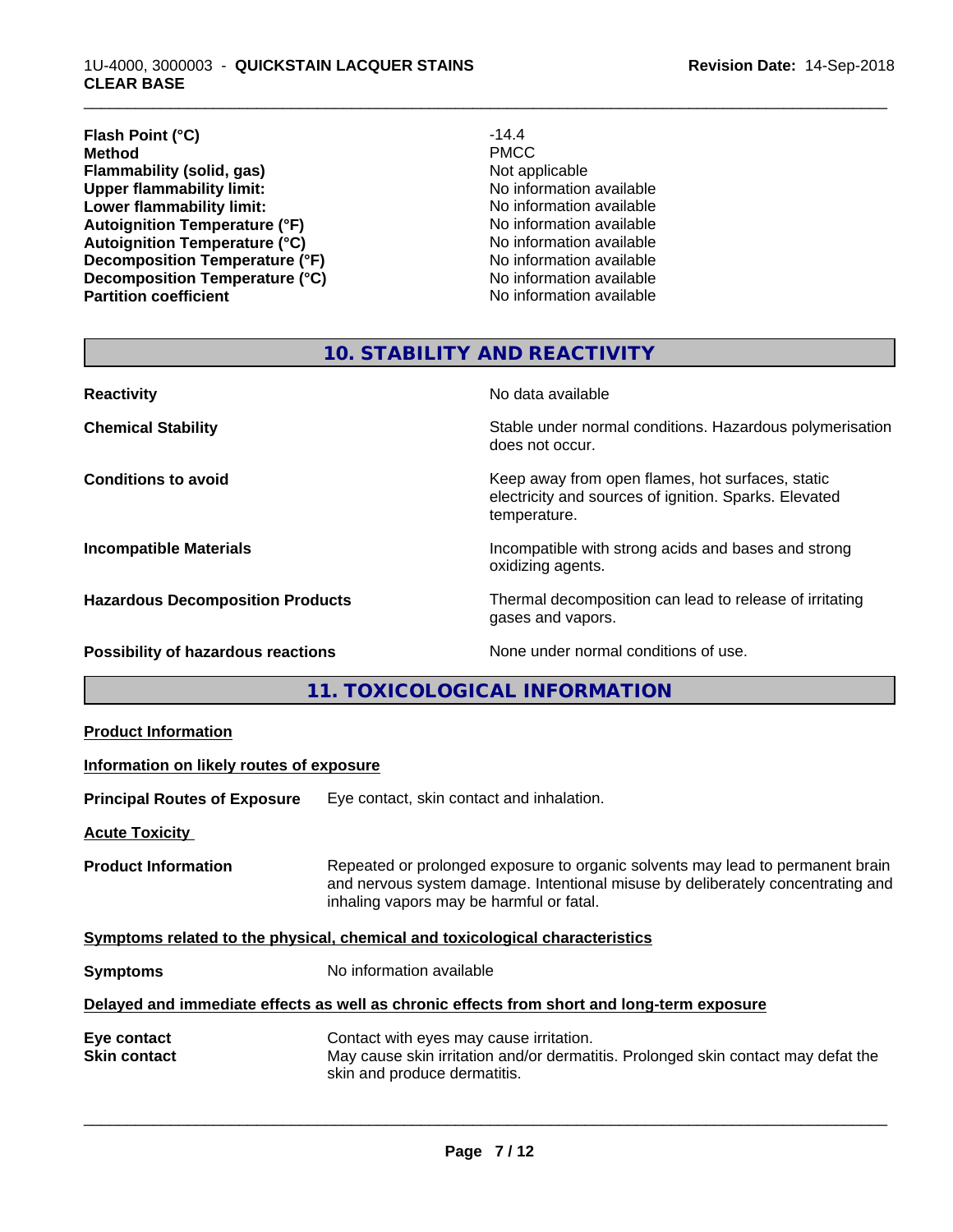| | |
|---|---|
| **Flash Point (°C)** | -14.4 |
| **Method** | PMCC |
| **Flammability (solid, gas)** | Not applicable |
| **Upper flammability limit:** | No information available |
| **Lower flammability limit:** | No information available |
| **Autoignition Temperature (°F)** | No information available |
| **Autoignition Temperature (°C)** | No information available |
| **Decomposition Temperature (°F)** | No information available |
| **Decomposition Temperature (°C)** | No information available |
| **Partition coefficient** | No information available |

## 10. STABILITY AND REACTIVITY

| | |
|---|---|
| **Reactivity** | No data available |
| **Chemical Stability** | Stable under normal conditions. Hazardous polymerisation does not occur. |
| **Conditions to avoid** | Keep away from open flames, hot surfaces, static electricity and sources of ignition. Sparks. Elevated temperature. |
| **Incompatible Materials** | Incompatible with strong acids and bases and strong oxidizing agents. |
| **Hazardous Decomposition Products** | Thermal decomposition can lead to release of irritating gases and vapors. |
| **Possibility of hazardous reactions** | None under normal conditions of use. |

## 11. TOXICOLOGICAL INFORMATION

**Product Information**

**Information on likely routes of exposure**

**Principal Routes of Exposure** Eye contact, skin contact and inhalation.

**Acute Toxicity**

**Product Information** Repeated or prolonged exposure to organic solvents may lead to permanent brain and nervous system damage. Intentional misuse by deliberately concentrating and inhaling vapors may be harmful or fatal.

**Symptoms related to the physical, chemical and toxicological characteristics**

**Symptoms** No information available

**Delayed and immediate effects as well as chronic effects from short and long-term exposure**

| | |
|---|---|
| **Eye contact** | Contact with eyes may cause irritation. |
| **Skin contact** | May cause skin irritation and/or dermatitis. Prolonged skin contact may defat the skin and produce dermatitis. |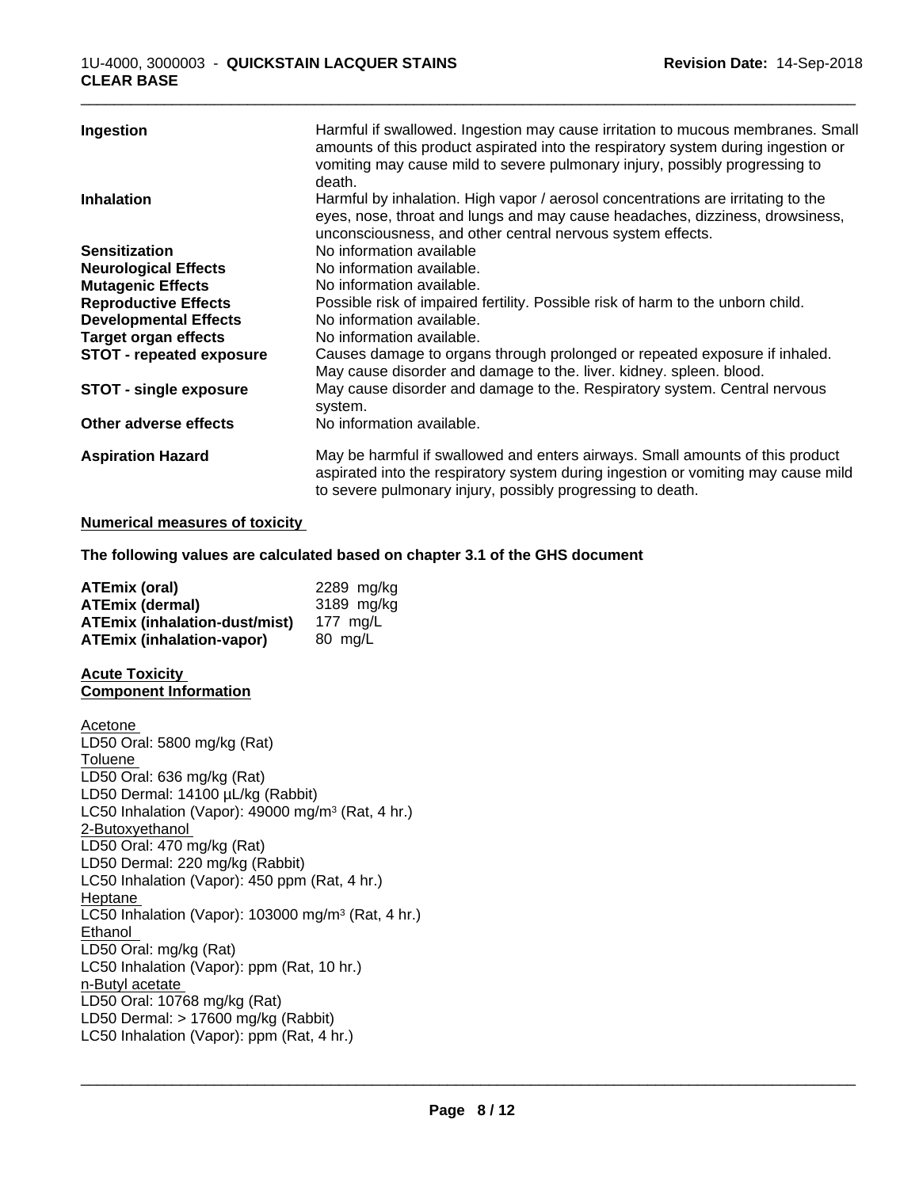| | |
|---|---|
| **Ingestion** | Harmful if swallowed. Ingestion may cause irritation to mucous membranes. Small amounts of this product aspirated into the respiratory system during ingestion or vomiting may cause mild to severe pulmonary injury, possibly progressing to death. |
| **Inhalation** | Harmful by inhalation. High vapor / aerosol concentrations are irritating to the eyes, nose, throat and lungs and may cause headaches, dizziness, drowsiness, unconsciousness, and other central nervous system effects. |
| **Sensitization** | No information available |
| **Neurological Effects** | No information available. |
| **Mutagenic Effects** | No information available. |
| **Reproductive Effects** | Possible risk of impaired fertility. Possible risk of harm to the unborn child. |
| **Developmental Effects** | No information available. |
| **Target organ effects** | No information available. |
| **STOT - repeated exposure** | Causes damage to organs through prolonged or repeated exposure if inhaled. May cause disorder and damage to the. liver. kidney. spleen. blood. |
| **STOT - single exposure** | May cause disorder and damage to the. Respiratory system. Central nervous system. |
| **Other adverse effects** | No information available. |
| **Aspiration Hazard** | May be harmful if swallowed and enters airways. Small amounts of this product aspirated into the respiratory system during ingestion or vomiting may cause mild to severe pulmonary injury, possibly progressing to death. |

**Numerical measures of toxicity**

**The following values are calculated based on chapter 3.1 of the GHS document**

| | |
|---|---|
| **ATEmix (oral)** | 2289 mg/kg |
| **ATEmix (dermal)** | 3189 mg/kg |
| **ATEmix (inhalation-dust/mist)** | 177 mg/L |
| **ATEmix (inhalation-vapor)** | 80 mg/L |

**Acute Toxicity**
**Component Information**

Acetone
LD50 Oral: 5800 mg/kg (Rat)
Toluene
LD50 Oral: 636 mg/kg (Rat)
LD50 Dermal: 14100 µL/kg (Rabbit)
LC50 Inhalation (Vapor): 49000 mg/m³ (Rat, 4 hr.)
2-Butoxyethanol
LD50 Oral: 470 mg/kg (Rat)
LD50 Dermal: 220 mg/kg (Rabbit)
LC50 Inhalation (Vapor): 450 ppm (Rat, 4 hr.)
Heptane
LC50 Inhalation (Vapor): 103000 mg/m³ (Rat, 4 hr.)
Ethanol
LD50 Oral: mg/kg (Rat)
LC50 Inhalation (Vapor): ppm (Rat, 10 hr.)
n-Butyl acetate
LD50 Oral: 10768 mg/kg (Rat)
LD50 Dermal: > 17600 mg/kg (Rabbit)
LC50 Inhalation (Vapor): ppm (Rat, 4 hr.)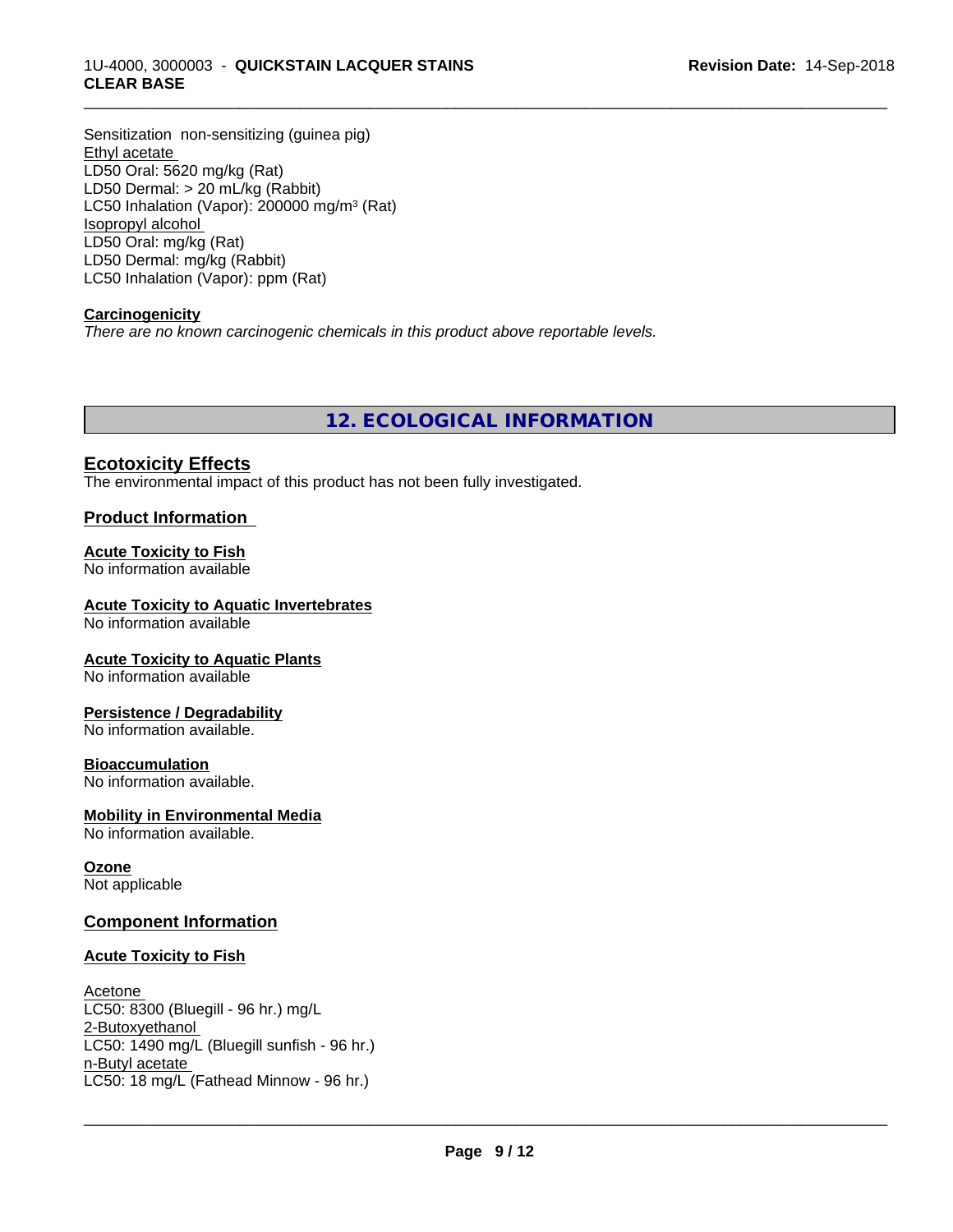Sensitization non-sensitizing (guinea pig)

Ethyl acetate

LD50 Oral: 5620 mg/kg (Rat)

LD50 Dermal: > 20 mL/kg (Rabbit)

LC50 Inhalation (Vapor): 200000 mg/m³ (Rat)

Isopropyl alcohol

LD50 Oral: mg/kg (Rat)

LD50 Dermal: mg/kg (Rabbit)

LC50 Inhalation (Vapor): ppm (Rat)

**Carcinogenicity**

*There are no known carcinogenic chemicals in this product above reportable levels.*

## 12. ECOLOGICAL INFORMATION

### Ecotoxicity Effects

The environmental impact of this product has not been fully investigated.

### Product Information

**Acute Toxicity to Fish**

No information available

**Acute Toxicity to Aquatic Invertebrates**

No information available

**Acute Toxicity to Aquatic Plants**

No information available

**Persistence / Degradability**

No information available.

**Bioaccumulation**

No information available.

**Mobility in Environmental Media**

No information available.

**Ozone**

Not applicable

### Component Information

**Acute Toxicity to Fish**

Acetone

LC50: 8300 (Bluegill - 96 hr.) mg/L

2-Butoxyethanol

LC50: 1490 mg/L (Bluegill sunfish - 96 hr.)

n-Butyl acetate

LC50: 18 mg/L (Fathead Minnow - 96 hr.)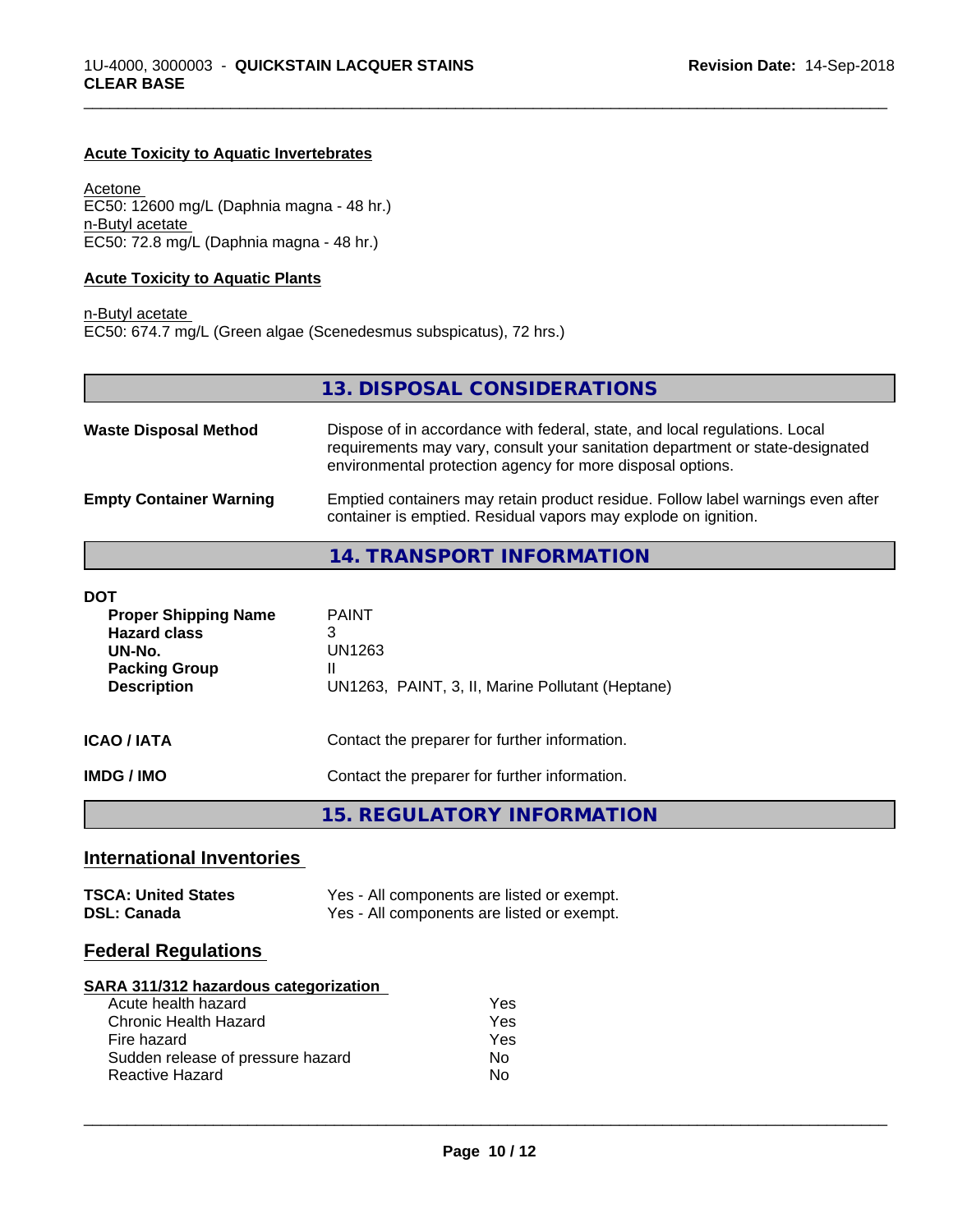#### Acute Toxicity to Aquatic Invertebrates

Acetone
EC50: 12600 mg/L (Daphnia magna - 48 hr.)
n-Butyl acetate
EC50: 72.8 mg/L (Daphnia magna - 48 hr.)

#### Acute Toxicity to Aquatic Plants

n-Butyl acetate
EC50: 674.7 mg/L (Green algae (Scenedesmus subspicatus), 72 hrs.)

## 13. DISPOSAL CONSIDERATIONS

**Waste Disposal Method** Dispose of in accordance with federal, state, and local regulations. Local requirements may vary, consult your sanitation department or state-designated environmental protection agency for more disposal options.

**Empty Container Warning** Emptied containers may retain product residue. Follow label warnings even after container is emptied. Residual vapors may explode on ignition.

## 14. TRANSPORT INFORMATION

**DOT**

| | |
|---|---|
| **Proper Shipping Name** | PAINT |
| **Hazard class** | 3 |
| **UN-No.** | UN1263 |
| **Packing Group** | II |
| **Description** | UN1263, PAINT, 3, II, Marine Pollutant (Heptane) |

**ICAO / IATA** Contact the preparer for further information.

**IMDG / IMO** Contact the preparer for further information.

## 15. REGULATORY INFORMATION

### International Inventories

**TSCA: United States** Yes - All components are listed or exempt.
**DSL: Canada** Yes - All components are listed or exempt.

### Federal Regulations

#### SARA 311/312 hazardous categorization

| | |
|---|---|
| Acute health hazard | Yes |
| Chronic Health Hazard | Yes |
| Fire hazard | Yes |
| Sudden release of pressure hazard | No |
| Reactive Hazard | No |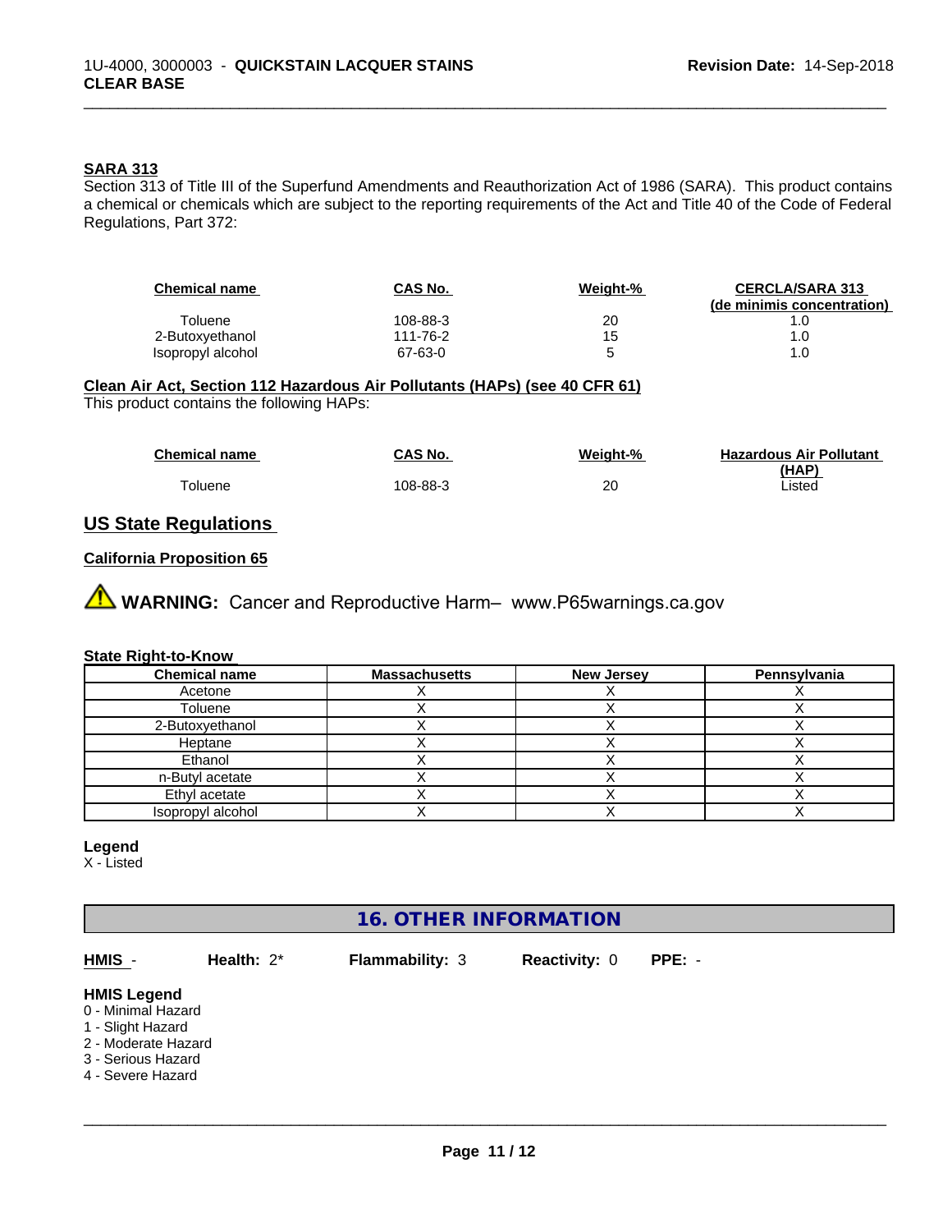**SARA 313**

Section 313 of Title III of the Superfund Amendments and Reauthorization Act of 1986 (SARA). This product contains a chemical or chemicals which are subject to the reporting requirements of the Act and Title 40 of the Code of Federal Regulations, Part 372:

| Chemical name | CAS No. | Weight-% | CERCLA/SARA 313 (de minimis concentration) |
|---|---|---|---|
| Toluene | 108-88-3 | 20 | 1.0 |
| 2-Butoxyethanol | 111-76-2 | 15 | 1.0 |
| Isopropyl alcohol | 67-63-0 | 5 | 1.0 |

**Clean Air Act, Section 112 Hazardous Air Pollutants (HAPs) (see 40 CFR 61)**

This product contains the following HAPs:

| Chemical name | CAS No. | Weight-% | Hazardous Air Pollutant (HAP) |
|---|---|---|---|
| Toluene | 108-88-3 | 20 | Listed |

## US State Regulations

**California Proposition 65**

⚠ **WARNING:** Cancer and Reproductive Harm– www.P65warnings.ca.gov

**State Right-to-Know**

| Chemical name | Massachusetts | New Jersey | Pennsylvania |
|---|---|---|---|
| Acetone | X | X | X |
| Toluene | X | X | X |
| 2-Butoxyethanol | X | X | X |
| Heptane | X | X | X |
| Ethanol | X | X | X |
| n-Butyl acetate | X | X | X |
| Ethyl acetate | X | X | X |
| Isopropyl alcohol | X | X | X |

**Legend**

X - Listed

## 16. OTHER INFORMATION

**HMIS** - **Health:** 2* **Flammability:** 3 **Reactivity:** 0 **PPE:** -

**HMIS Legend**

0 - Minimal Hazard
1 - Slight Hazard
2 - Moderate Hazard
3 - Serious Hazard
4 - Severe Hazard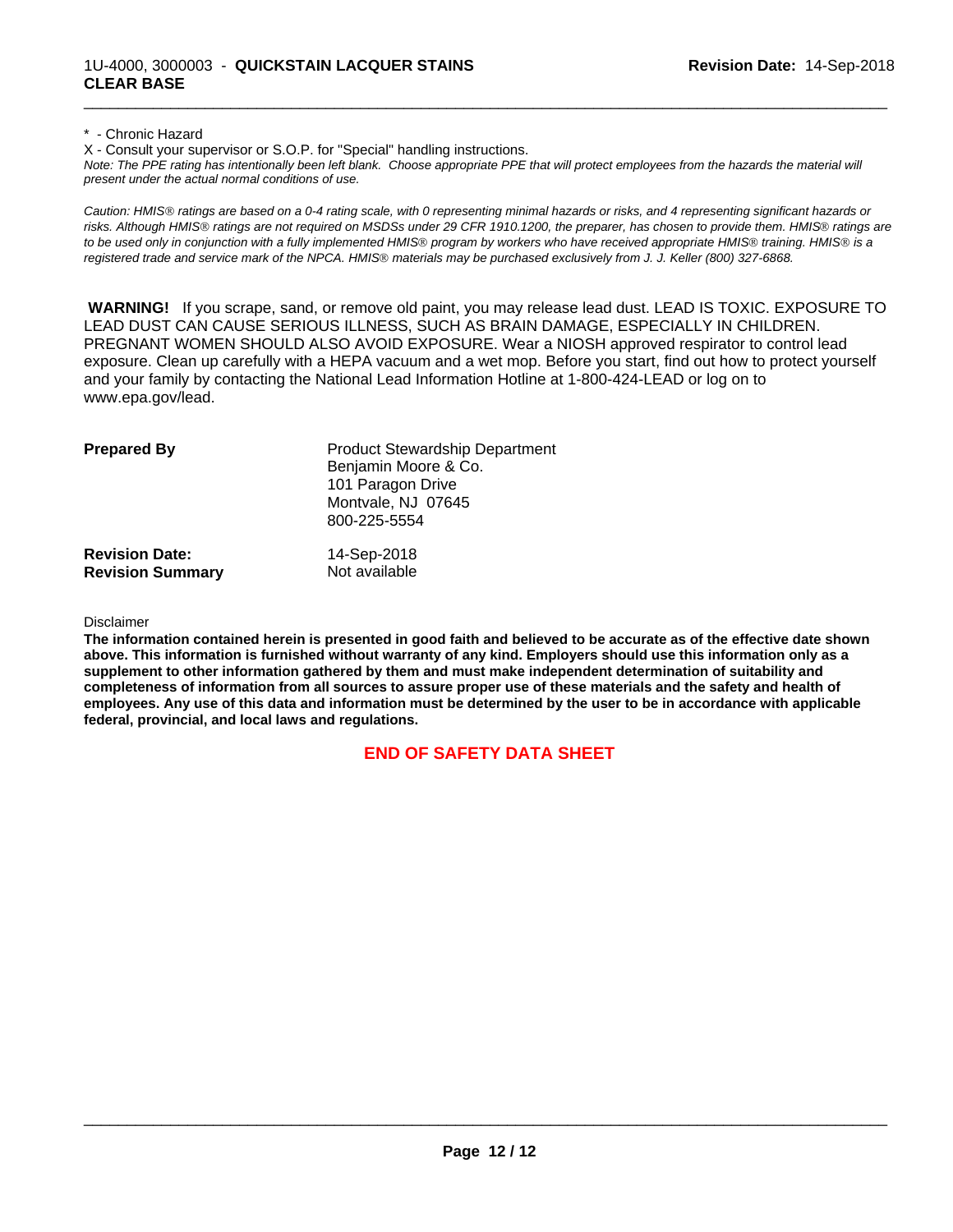* - Chronic Hazard

X - Consult your supervisor or S.O.P. for "Special" handling instructions.

*Note: The PPE rating has intentionally been left blank. Choose appropriate PPE that will protect employees from the hazards the material will present under the actual normal conditions of use.*

*Caution: HMIS® ratings are based on a 0-4 rating scale, with 0 representing minimal hazards or risks, and 4 representing significant hazards or risks. Although HMIS® ratings are not required on MSDSs under 29 CFR 1910.1200, the preparer, has chosen to provide them. HMIS® ratings are to be used only in conjunction with a fully implemented HMIS® program by workers who have received appropriate HMIS® training. HMIS® is a registered trade and service mark of the NPCA. HMIS® materials may be purchased exclusively from J. J. Keller (800) 327-6868.*

**WARNING!** If you scrape, sand, or remove old paint, you may release lead dust. LEAD IS TOXIC. EXPOSURE TO LEAD DUST CAN CAUSE SERIOUS ILLNESS, SUCH AS BRAIN DAMAGE, ESPECIALLY IN CHILDREN. PREGNANT WOMEN SHOULD ALSO AVOID EXPOSURE. Wear a NIOSH approved respirator to control lead exposure. Clean up carefully with a HEPA vacuum and a wet mop. Before you start, find out how to protect yourself and your family by contacting the National Lead Information Hotline at 1-800-424-LEAD or log on to www.epa.gov/lead.

| | |
|---|---|
| **Prepared By** | Product Stewardship Department<br>Benjamin Moore & Co.<br>101 Paragon Drive<br>Montvale, NJ 07645<br>800-225-5554 |
| **Revision Date:** | 14-Sep-2018 |
| **Revision Summary** | Not available |

Disclaimer

**The information contained herein is presented in good faith and believed to be accurate as of the effective date shown above. This information is furnished without warranty of any kind. Employers should use this information only as a supplement to other information gathered by them and must make independent determination of suitability and completeness of information from all sources to assure proper use of these materials and the safety and health of employees. Any use of this data and information must be determined by the user to be in accordance with applicable federal, provincial, and local laws and regulations.**

**END OF SAFETY DATA SHEET**